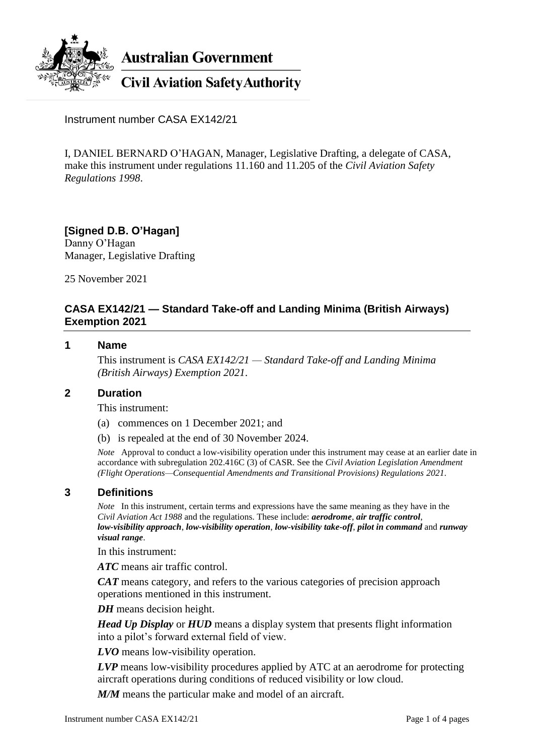**Australian Government**

**Civil Aviation Safety Authority**

Instrument number CASA EX142/21

I, DANIEL BERNARD O'HAGAN, Manager, Legislative Drafting, a delegate of CASA, make this instrument under regulations 11.160 and 11.205 of the *Civil Aviation Safety Regulations 1998*.

**[Signed D.B. O'Hagan]**
Danny O'Hagan
Manager, Legislative Drafting

25 November 2021

## CASA EX142/21 — Standard Take-off and Landing Minima (British Airways) Exemption 2021

### 1 Name

This instrument is *CASA EX142/21 — Standard Take-off and Landing Minima (British Airways) Exemption 2021*.

### 2 Duration

This instrument:

(a) commences on 1 December 2021; and

(b) is repealed at the end of 30 November 2024.

*Note* Approval to conduct a low-visibility operation under this instrument may cease at an earlier date in accordance with subregulation 202.416C (3) of CASR. See the *Civil Aviation Legislation Amendment (Flight Operations—Consequential Amendments and Transitional Provisions) Regulations 2021*.

### 3 Definitions

*Note* In this instrument, certain terms and expressions have the same meaning as they have in the *Civil Aviation Act 1988* and the regulations. These include: ***aerodrome***, ***air traffic control***, ***low-visibility approach***, ***low-visibility operation***, ***low-visibility take-off***, ***pilot in command*** and ***runway visual range***.

In this instrument:

***ATC*** means air traffic control.

***CAT*** means category, and refers to the various categories of precision approach operations mentioned in this instrument.

***DH*** means decision height.

***Head Up Display*** or ***HUD*** means a display system that presents flight information into a pilot's forward external field of view.

***LVO*** means low-visibility operation.

***LVP*** means low-visibility procedures applied by ATC at an aerodrome for protecting aircraft operations during conditions of reduced visibility or low cloud.

***M/M*** means the particular make and model of an aircraft.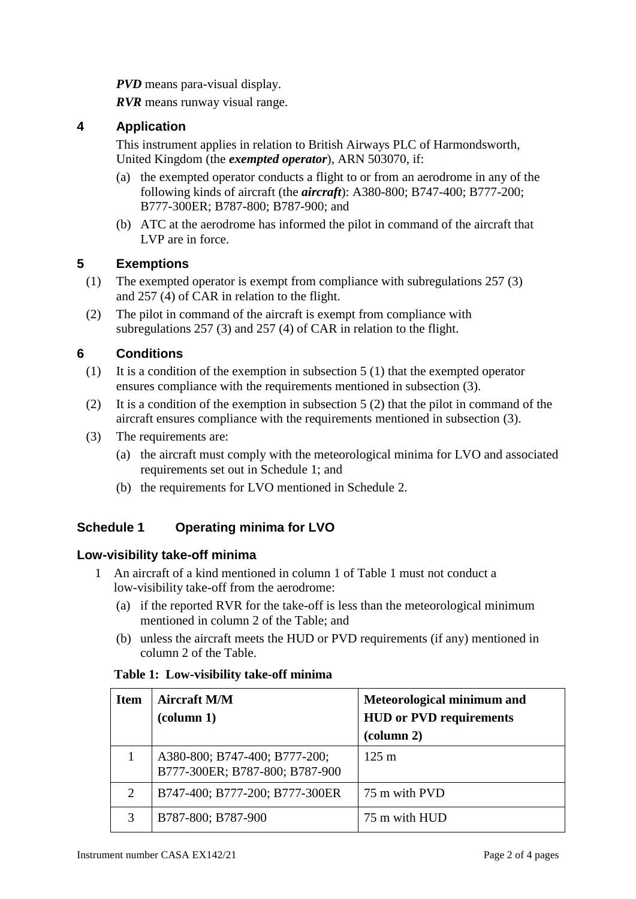***PVD*** means para-visual display.

***RVR*** means runway visual range.

## 4 Application

This instrument applies in relation to British Airways PLC of Harmondsworth, United Kingdom (the ***exempted operator***), ARN 503070, if:

(a) the exempted operator conducts a flight to or from an aerodrome in any of the following kinds of aircraft (the ***aircraft***): A380-800; B747-400; B777-200; B777-300ER; B787-800; B787-900; and

(b) ATC at the aerodrome has informed the pilot in command of the aircraft that LVP are in force.

## 5 Exemptions

(1) The exempted operator is exempt from compliance with subregulations 257 (3) and 257 (4) of CAR in relation to the flight.

(2) The pilot in command of the aircraft is exempt from compliance with subregulations 257 (3) and 257 (4) of CAR in relation to the flight.

## 6 Conditions

(1) It is a condition of the exemption in subsection 5 (1) that the exempted operator ensures compliance with the requirements mentioned in subsection (3).

(2) It is a condition of the exemption in subsection 5 (2) that the pilot in command of the aircraft ensures compliance with the requirements mentioned in subsection (3).

(3) The requirements are:

(a) the aircraft must comply with the meteorological minima for LVO and associated requirements set out in Schedule 1; and

(b) the requirements for LVO mentioned in Schedule 2.

## Schedule 1 Operating minima for LVO

### Low-visibility take-off minima

1 An aircraft of a kind mentioned in column 1 of Table 1 must not conduct a low-visibility take-off from the aerodrome:

(a) if the reported RVR for the take-off is less than the meteorological minimum mentioned in column 2 of the Table; and

(b) unless the aircraft meets the HUD or PVD requirements (if any) mentioned in column 2 of the Table.

**Table 1: Low-visibility take-off minima**

| Item | Aircraft M/M (column 1) | Meteorological minimum and HUD or PVD requirements (column 2) |
|---|---|---|
| 1 | A380-800; B747-400; B777-200; B777-300ER; B787-800; B787-900 | 125 m |
| 2 | B747-400; B777-200; B777-300ER | 75 m with PVD |
| 3 | B787-800; B787-900 | 75 m with HUD |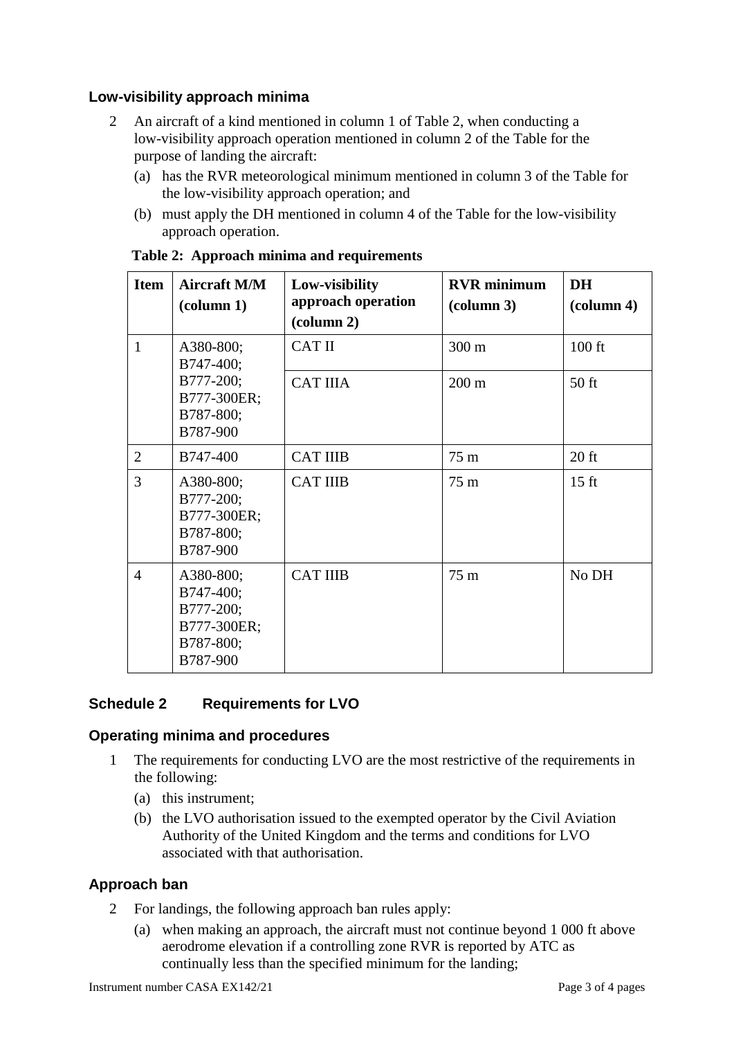### Low-visibility approach minima

2 An aircraft of a kind mentioned in column 1 of Table 2, when conducting a low-visibility approach operation mentioned in column 2 of the Table for the purpose of landing the aircraft:

(a) has the RVR meteorological minimum mentioned in column 3 of the Table for the low-visibility approach operation; and

(b) must apply the DH mentioned in column 4 of the Table for the low-visibility approach operation.

**Table 2: Approach minima and requirements**

| Item | Aircraft M/M (column 1) | Low-visibility approach operation (column 2) | RVR minimum (column 3) | DH (column 4) |
|---|---|---|---|---|
| 1 | A380-800; B747-400; B777-200; B777-300ER; B787-800; B787-900 | CAT II | 300 m | 100 ft |
| | | CAT IIIA | 200 m | 50 ft |
| 2 | B747-400 | CAT IIIB | 75 m | 20 ft |
| 3 | A380-800; B777-200; B777-300ER; B787-800; B787-900 | CAT IIIB | 75 m | 15 ft |
| 4 | A380-800; B747-400; B777-200; B777-300ER; B787-800; B787-900 | CAT IIIB | 75 m | No DH |

## Schedule 2 Requirements for LVO

### Operating minima and procedures

1 The requirements for conducting LVO are the most restrictive of the requirements in the following:

(a) this instrument;

(b) the LVO authorisation issued to the exempted operator by the Civil Aviation Authority of the United Kingdom and the terms and conditions for LVO associated with that authorisation.

### Approach ban

2 For landings, the following approach ban rules apply:

(a) when making an approach, the aircraft must not continue beyond 1 000 ft above aerodrome elevation if a controlling zone RVR is reported by ATC as continually less than the specified minimum for the landing;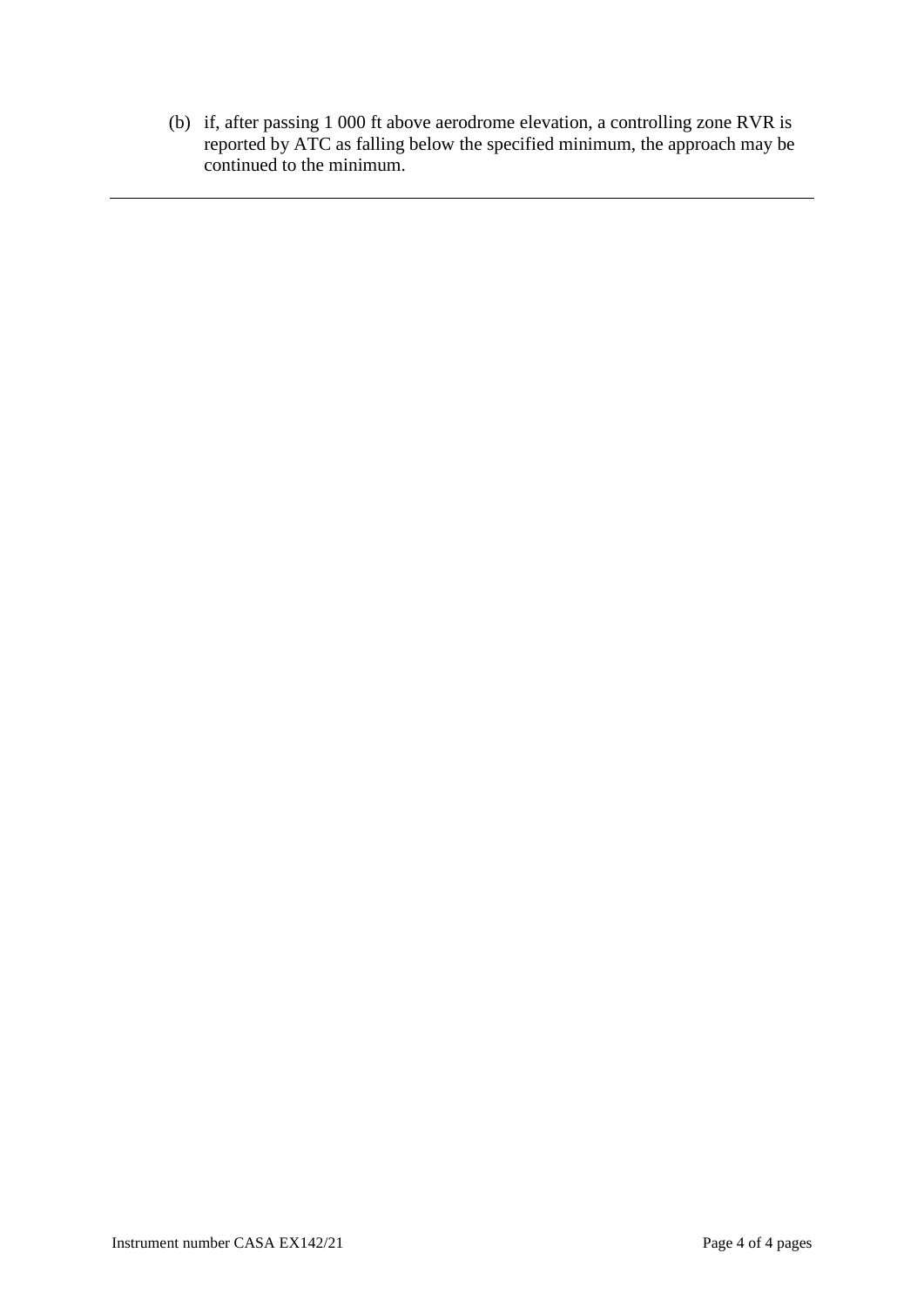(b) if, after passing 1 000 ft above aerodrome elevation, a controlling zone RVR is reported by ATC as falling below the specified minimum, the approach may be continued to the minimum.

---